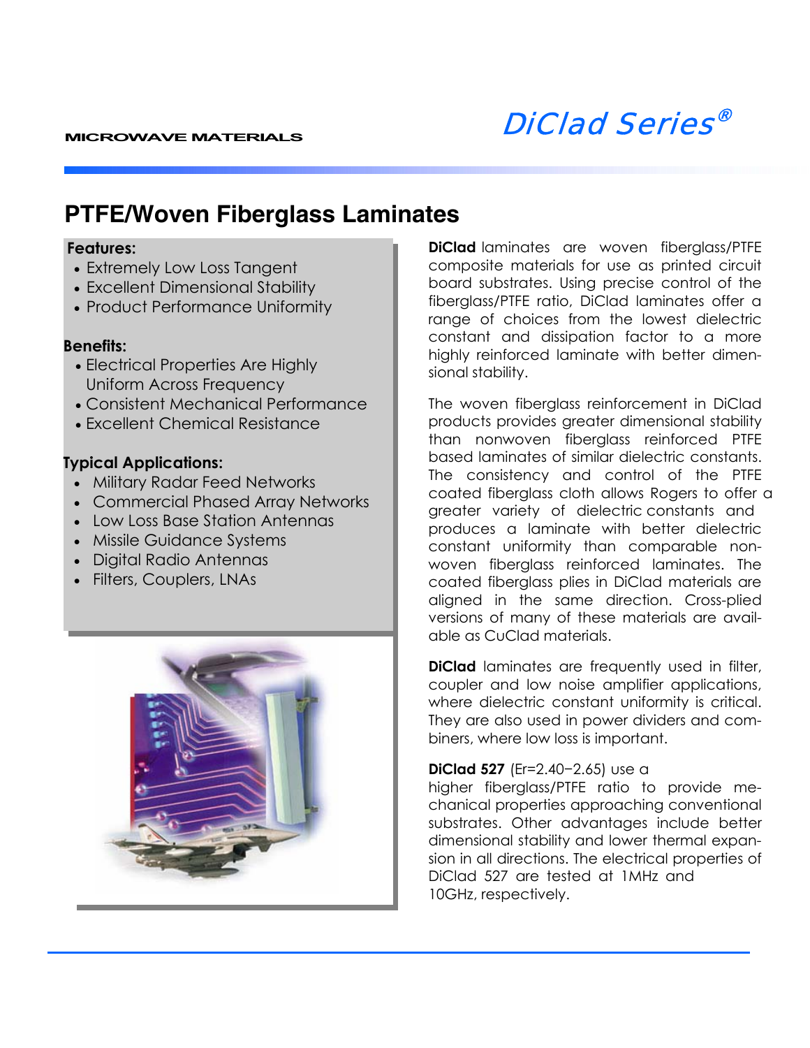MICROWAVE MATERIALS

# DiClad Series®

## PTFE/Woven Fiberglass Laminates

**Features:**
- Extremely Low Loss Tangent
- Excellent Dimensional Stability
- Product Performance Uniformity

**Benefits:**
- Electrical Properties Are Highly Uniform Across Frequency
- Consistent Mechanical Performance
- Excellent Chemical Resistance

**Typical Applications:**
- Military Radar Feed Networks
- Commercial Phased Array Networks
- Low Loss Base Station Antennas
- Missile Guidance Systems
- Digital Radio Antennas
- Filters, Couplers, LNAs

**DiClad** laminates are woven fiberglass/PTFE composite materials for use as printed circuit board substrates. Using precise control of the fiberglass/PTFE ratio, DiClad laminates offer a range of choices from the lowest dielectric constant and dissipation factor to a more highly reinforced laminate with better dimensional stability.

The woven fiberglass reinforcement in DiClad products provides greater dimensional stability than nonwoven fiberglass reinforced PTFE based laminates of similar dielectric constants. The consistency and control of the PTFE coated fiberglass cloth allows Rogers to offer a greater variety of dielectric constants and produces a laminate with better dielectric constant uniformity than comparable nonwoven fiberglass reinforced laminates. The coated fiberglass plies in DiClad materials are aligned in the same direction. Cross-plied versions of many of these materials are available as CuClad materials.

**DiClad** laminates are frequently used in filter, coupler and low noise amplifier applications, where dielectric constant uniformity is critical. They are also used in power dividers and combiners, where low loss is important.

**DiClad 527** (Er=2.40−2.65) use a higher fiberglass/PTFE ratio to provide mechanical properties approaching conventional substrates. Other advantages include better dimensional stability and lower thermal expansion in all directions. The electrical properties of DiClad 527 are tested at 1MHz and 10GHz, respectively.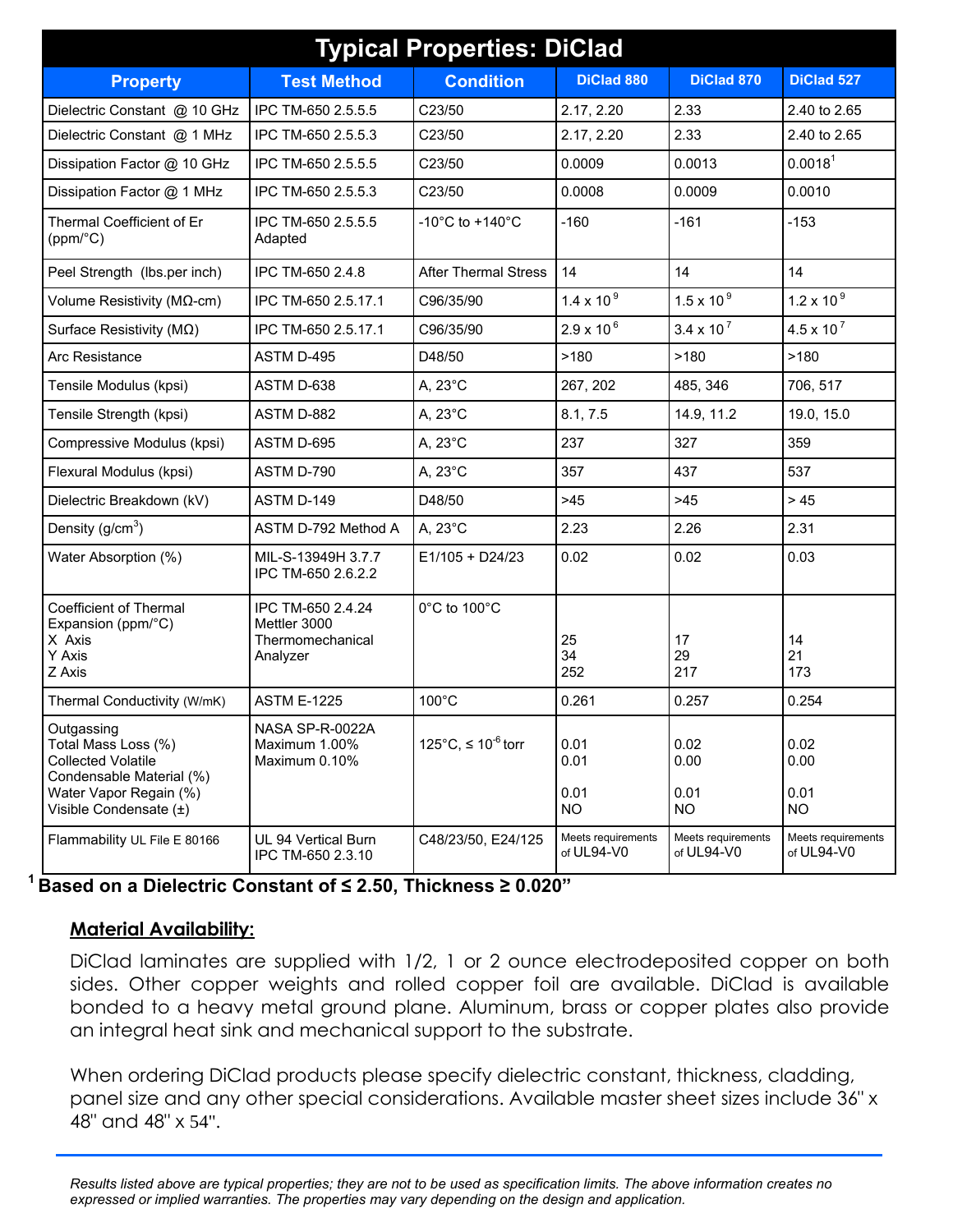# Typical Properties: DiClad

| Property | Test Method | Condition | DiClad 880 | DiClad 870 | DiClad 527 |
|---|---|---|---|---|---|
| Dielectric Constant @ 10 GHz | IPC TM-650 2.5.5.5 | C23/50 | 2.17, 2.20 | 2.33 | 2.40 to 2.65 |
| Dielectric Constant @ 1 MHz | IPC TM-650 2.5.5.3 | C23/50 | 2.17, 2.20 | 2.33 | 2.40 to 2.65 |
| Dissipation Factor @ 10 GHz | IPC TM-650 2.5.5.5 | C23/50 | 0.0009 | 0.0013 | 0.0018[1] |
| Dissipation Factor @ 1 MHz | IPC TM-650 2.5.5.3 | C23/50 | 0.0008 | 0.0009 | 0.0010 |
| Thermal Coefficient of Er (ppm/°C) | IPC TM-650 2.5.5.5 Adapted | -10°C to +140°C | -160 | -161 | -153 |
| Peel Strength (lbs.per inch) | IPC TM-650 2.4.8 | After Thermal Stress | 14 | 14 | 14 |
| Volume Resistivity (MΩ-cm) | IPC TM-650 2.5.17.1 | C96/35/90 | $1.4 \times 10^9$ | $1.5 \times 10^9$ | $1.2 \times 10^9$ |
| Surface Resistivity (MΩ) | IPC TM-650 2.5.17.1 | C96/35/90 | $2.9 \times 10^6$ | $3.4 \times 10^7$ | $4.5 \times 10^7$ |
| Arc Resistance | ASTM D-495 | D48/50 | >180 | >180 | >180 |
| Tensile Modulus (kpsi) | ASTM D-638 | A, 23°C | 267, 202 | 485, 346 | 706, 517 |
| Tensile Strength (kpsi) | ASTM D-882 | A, 23°C | 8.1, 7.5 | 14.9, 11.2 | 19.0, 15.0 |
| Compressive Modulus (kpsi) | ASTM D-695 | A, 23°C | 237 | 327 | 359 |
| Flexural Modulus (kpsi) | ASTM D-790 | A, 23°C | 357 | 437 | 537 |
| Dielectric Breakdown (kV) | ASTM D-149 | D48/50 | >45 | >45 | > 45 |
| Density (g/cm³) | ASTM D-792 Method A | A, 23°C | 2.23 | 2.26 | 2.31 |
| Water Absorption (%) | MIL-S-13949H 3.7.7<br>IPC TM-650 2.6.2.2 | E1/105 + D24/23 | 0.02 | 0.02 | 0.03 |
| Coefficient of Thermal Expansion (ppm/°C)<br>X Axis<br>Y Axis<br>Z Axis | IPC TM-650 2.4.24 Mettler 3000 Thermomechanical Analyzer | 0°C to 100°C | <br>25<br>34<br>252 | <br>17<br>29<br>217 | <br>14<br>21<br>173 |
| Thermal Conductivity (W/mK) | ASTM E-1225 | 100°C | 0.261 | 0.257 | 0.254 |
| Outgassing<br>Total Mass Loss (%)<br>Collected Volatile Condensable Material (%)<br>Water Vapor Regain (%)<br>Visible Condensate (±) | NASA SP-R-0022A<br>Maximum 1.00%<br>Maximum 0.10% | 125°C, ≤ $10^{-6}$ torr | <br>0.01<br>0.01<br>0.01<br>NO | <br>0.02<br>0.00<br>0.01<br>NO | <br>0.02<br>0.00<br>0.01<br>NO |
| Flammability UL File E 80166 | UL 94 Vertical Burn<br>IPC TM-650 2.3.10 | C48/23/50, E24/125 | Meets requirements of UL94-V0 | Meets requirements of UL94-V0 | Meets requirements of UL94-V0 |

[1] **Based on a Dielectric Constant of ≤ 2.50, Thickness ≥ 0.020"**

## Material Availability:

DiClad laminates are supplied with 1/2, 1 or 2 ounce electrodeposited copper on both sides. Other copper weights and rolled copper foil are available. DiClad is available bonded to a heavy metal ground plane. Aluminum, brass or copper plates also provide an integral heat sink and mechanical support to the substrate.

When ordering DiClad products please specify dielectric constant, thickness, cladding, panel size and any other special considerations. Available master sheet sizes include 36" x 48" and 48" x 54".

*Results listed above are typical properties; they are not to be used as specification limits. The above information creates no expressed or implied warranties. The properties may vary depending on the design and application.*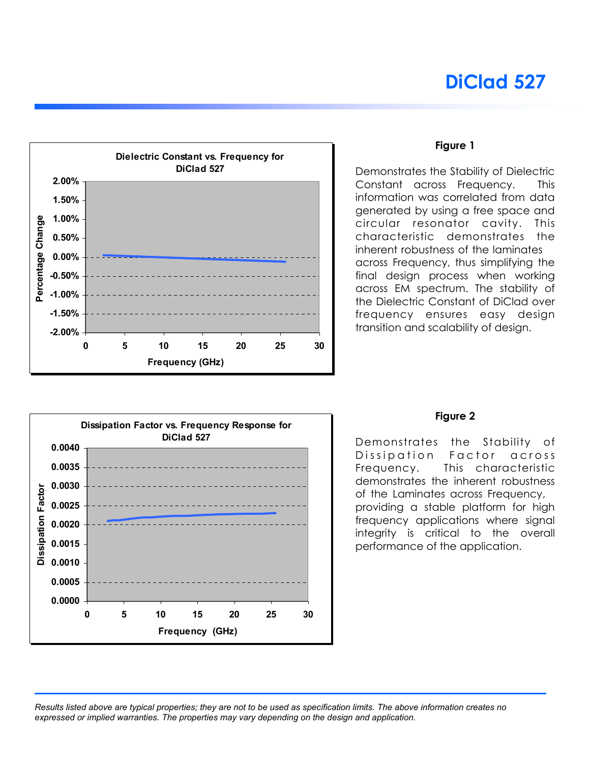# DiClad 527

**Dielectric Constant vs. Frequency for DiClad 527**

Percentage Change (2.00% to -2.00%) vs. Frequency (GHz) (0 to 30)

## Figure 1

Demonstrates the Stability of Dielectric Constant across Frequency. This information was correlated from data generated by using a free space and circular resonator cavity. This characteristic demonstrates the inherent robustness of the laminates across Frequency, thus simplifying the final design process when working across EM spectrum. The stability of the Dielectric Constant of DiClad over frequency ensures easy design transition and scalability of design.

**Dissipation Factor vs. Frequency Response for DiClad 527**

Dissipation Factor (0.0000 to 0.0040) vs. Frequency (GHz) (0 to 30)

## Figure 2

Demonstrates the Stability of Dissipation Factor across Frequency. This characteristic demonstrates the inherent robustness of the Laminates across Frequency, providing a stable platform for high frequency applications where signal integrity is critical to the overall performance of the application.

*Results listed above are typical properties; they are not to be used as specification limits. The above information creates no expressed or implied warranties. The properties may vary depending on the design and application.*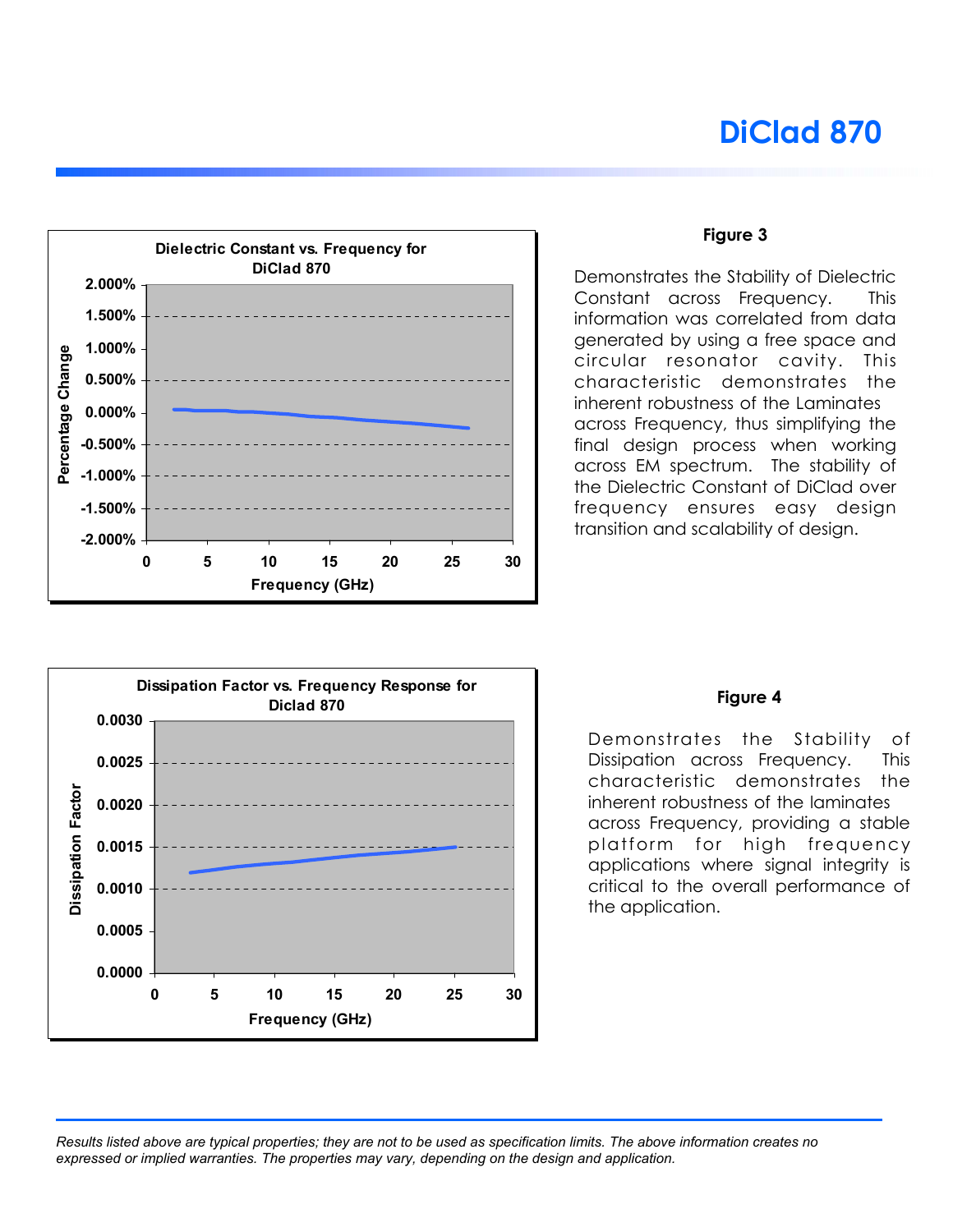# DiClad 870

**Dielectric Constant vs. Frequency for DiClad 870**

**Figure 3**

Demonstrates the Stability of Dielectric Constant across Frequency. This information was correlated from data generated by using a free space and circular resonator cavity. This characteristic demonstrates the inherent robustness of the Laminates across Frequency, thus simplifying the final design process when working across EM spectrum. The stability of the Dielectric Constant of DiClad over frequency ensures easy design transition and scalability of design.

**Dissipation Factor vs. Frequency Response for Diclad 870**

**Figure 4**

Demonstrates the Stability of Dissipation across Frequency. This characteristic demonstrates the inherent robustness of the laminates across Frequency, providing a stable platform for high frequency applications where signal integrity is critical to the overall performance of the application.

*Results listed above are typical properties; they are not to be used as specification limits. The above information creates no expressed or implied warranties. The properties may vary, depending on the design and application.*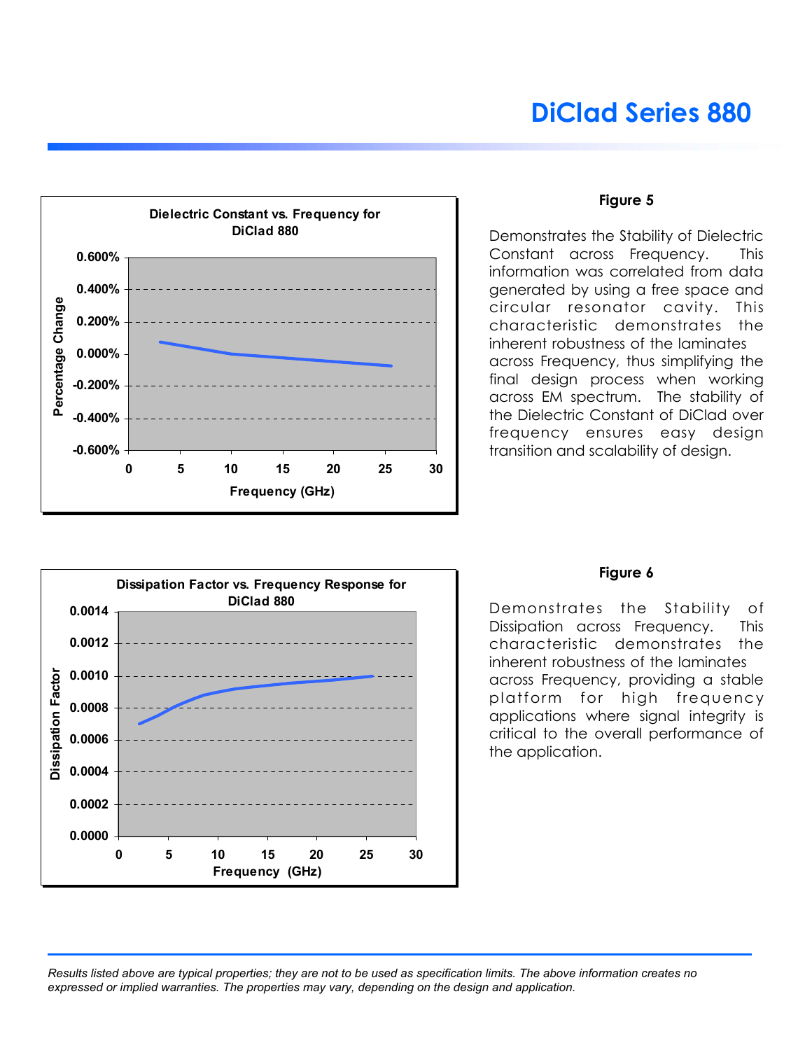# DiClad Series 880

Dielectric Constant vs. Frequency for DiClad 880

Percentage Change

0.600%
0.400%
0.200%
0.000%
-0.200%
-0.400%
-0.600%

0 5 10 15 20 25 30

Frequency (GHz)

**Figure 5**

Demonstrates the Stability of Dielectric Constant across Frequency. This information was correlated from data generated by using a free space and circular resonator cavity. This characteristic demonstrates the inherent robustness of the laminates across Frequency, thus simplifying the final design process when working across EM spectrum. The stability of the Dielectric Constant of DiClad over frequency ensures easy design transition and scalability of design.

Dissipation Factor vs. Frequency Response for DiClad 880

Dissipation Factor

0.0014
0.0012
0.0010
0.0008
0.0006
0.0004
0.0002
0.0000

0 5 10 15 20 25 30

Frequency (GHz)

**Figure 6**

Demonstrates the Stability of Dissipation across Frequency. This characteristic demonstrates the inherent robustness of the laminates across Frequency, providing a stable platform for high frequency applications where signal integrity is critical to the overall performance of the application.

*Results listed above are typical properties; they are not to be used as specification limits. The above information creates no expressed or implied warranties. The properties may vary, depending on the design and application.*